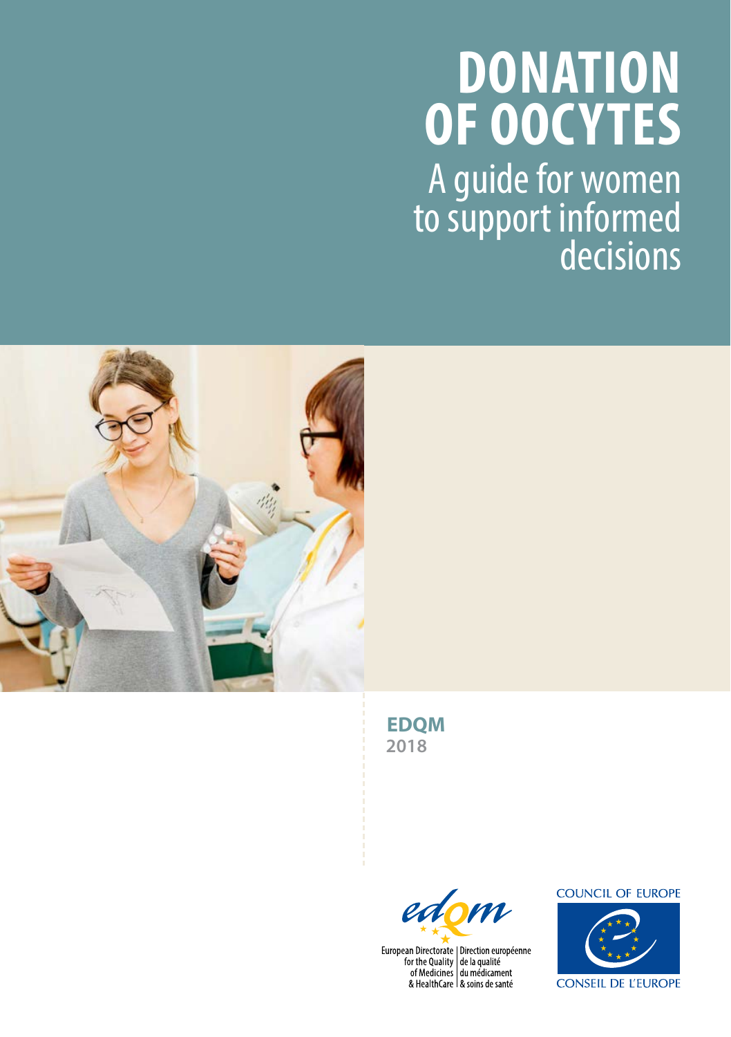# DONATION OF OOCYTES

## A guide for women to support informed decisions

**EDQM**
**2018**

European Directorate for the Quality of Medicines & HealthCare | Direction européenne de la qualité du médicament & soins de santé

COUNCIL OF EUROPE
CONSEIL DE L'EUROPE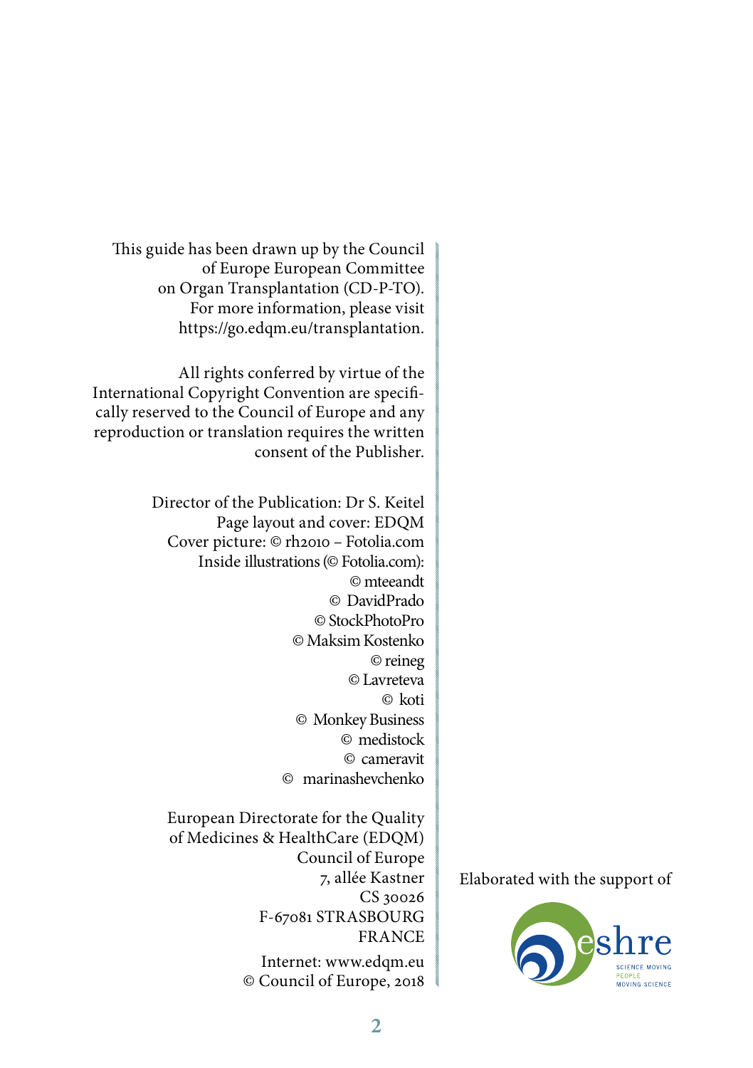This guide has been drawn up by the Council of Europe European Committee on Organ Transplantation (CD-P-TO). For more information, please visit https://go.edqm.eu/transplantation.

All rights conferred by virtue of the International Copyright Convention are specifically reserved to the Council of Europe and any reproduction or translation requires the written consent of the Publisher.

Director of the Publication: Dr S. Keitel
Page layout and cover: EDQM
Cover picture: © rh2010 – Fotolia.com
Inside illustrations (© Fotolia.com):
© mteeandt
© DavidPrado
© StockPhotoPro
© Maksim Kostenko
© reineg
© Lavreteva
© koti
© Monkey Business
© medistock
© cameravit
© marinashevchenko

European Directorate for the Quality of Medicines & HealthCare (EDQM)
Council of Europe
7, allée Kastner
CS 30026
F-67081 STRASBOURG
FRANCE

Internet: www.edqm.eu
© Council of Europe, 2018

Elaborated with the support of

eshre
SCIENCE MOVING PEOPLE MOVING SCIENCE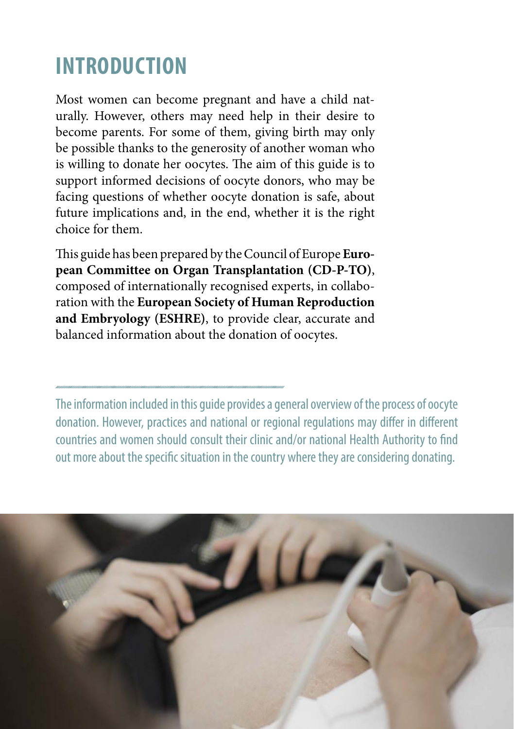# INTRODUCTION

Most women can become pregnant and have a child naturally. However, others may need help in their desire to become parents. For some of them, giving birth may only be possible thanks to the generosity of another woman who is willing to donate her oocytes. The aim of this guide is to support informed decisions of oocyte donors, who may be facing questions of whether oocyte donation is safe, about future implications and, in the end, whether it is the right choice for them.

This guide has been prepared by the Council of Europe **European Committee on Organ Transplantation (CD-P-TO)**, composed of internationally recognised experts, in collaboration with the **European Society of Human Reproduction and Embryology (ESHRE)**, to provide clear, accurate and balanced information about the donation of oocytes.

The information included in this guide provides a general overview of the process of oocyte donation. However, practices and national or regional regulations may differ in different countries and women should consult their clinic and/or national Health Authority to find out more about the specific situation in the country where they are considering donating.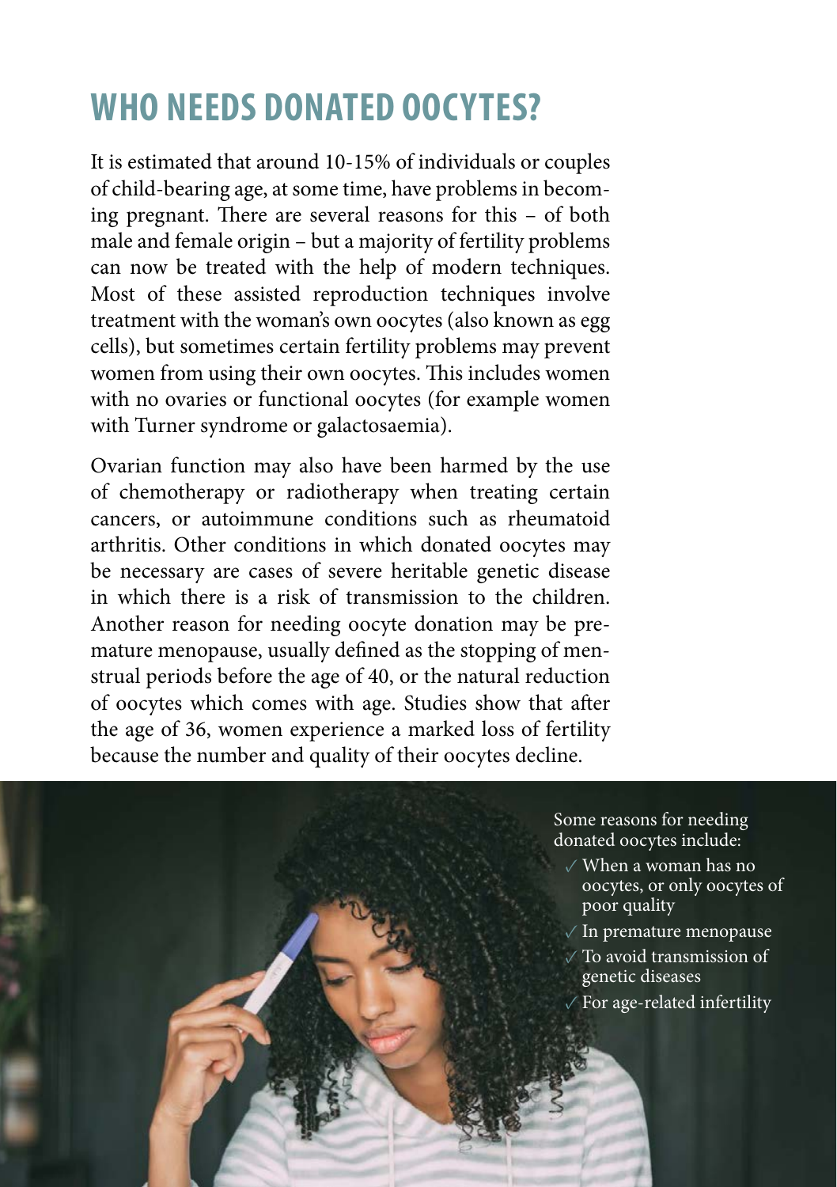# WHO NEEDS DONATED OOCYTES?

It is estimated that around 10-15% of individuals or couples of child-bearing age, at some time, have problems in becoming pregnant. There are several reasons for this – of both male and female origin – but a majority of fertility problems can now be treated with the help of modern techniques. Most of these assisted reproduction techniques involve treatment with the woman's own oocytes (also known as egg cells), but sometimes certain fertility problems may prevent women from using their own oocytes. This includes women with no ovaries or functional oocytes (for example women with Turner syndrome or galactosaemia).

Ovarian function may also have been harmed by the use of chemotherapy or radiotherapy when treating certain cancers, or autoimmune conditions such as rheumatoid arthritis. Other conditions in which donated oocytes may be necessary are cases of severe heritable genetic disease in which there is a risk of transmission to the children. Another reason for needing oocyte donation may be premature menopause, usually defined as the stopping of menstrual periods before the age of 40, or the natural reduction of oocytes which comes with age. Studies show that after the age of 36, women experience a marked loss of fertility because the number and quality of their oocytes decline.

Some reasons for needing donated oocytes include:

- ✓ When a woman has no oocytes, or only oocytes of poor quality
- ✓ In premature menopause
- ✓ To avoid transmission of genetic diseases
- ✓ For age-related infertility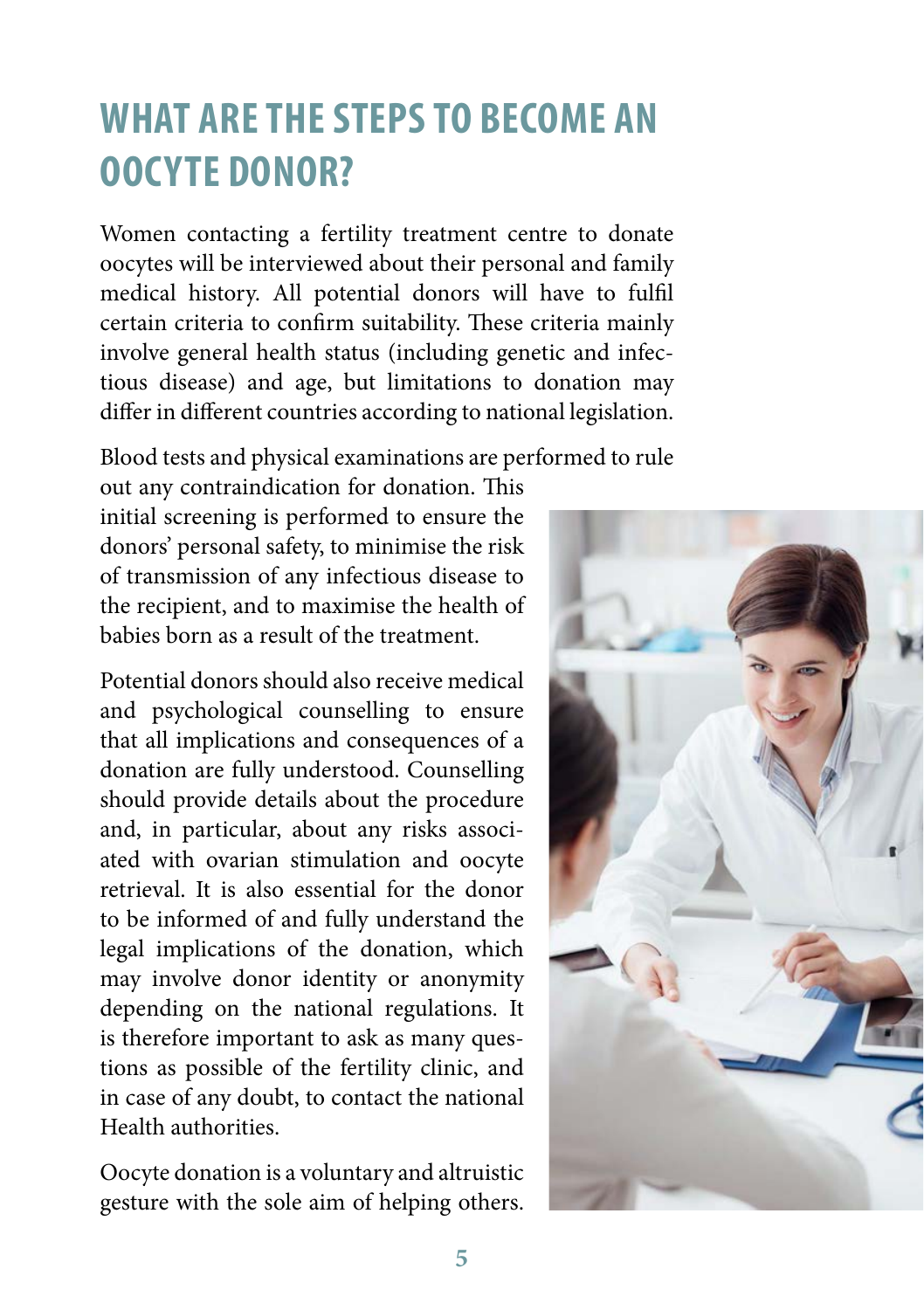# WHAT ARE THE STEPS TO BECOME AN OOCYTE DONOR?

Women contacting a fertility treatment centre to donate oocytes will be interviewed about their personal and family medical history. All potential donors will have to fulfil certain criteria to confirm suitability. These criteria mainly involve general health status (including genetic and infectious disease) and age, but limitations to donation may differ in different countries according to national legislation.

Blood tests and physical examinations are performed to rule out any contraindication for donation. This initial screening is performed to ensure the donors' personal safety, to minimise the risk of transmission of any infectious disease to the recipient, and to maximise the health of babies born as a result of the treatment.

Potential donors should also receive medical and psychological counselling to ensure that all implications and consequences of a donation are fully understood. Counselling should provide details about the procedure and, in particular, about any risks associated with ovarian stimulation and oocyte retrieval. It is also essential for the donor to be informed of and fully understand the legal implications of the donation, which may involve donor identity or anonymity depending on the national regulations. It is therefore important to ask as many questions as possible of the fertility clinic, and in case of any doubt, to contact the national Health authorities.

Oocyte donation is a voluntary and altruistic gesture with the sole aim of helping others.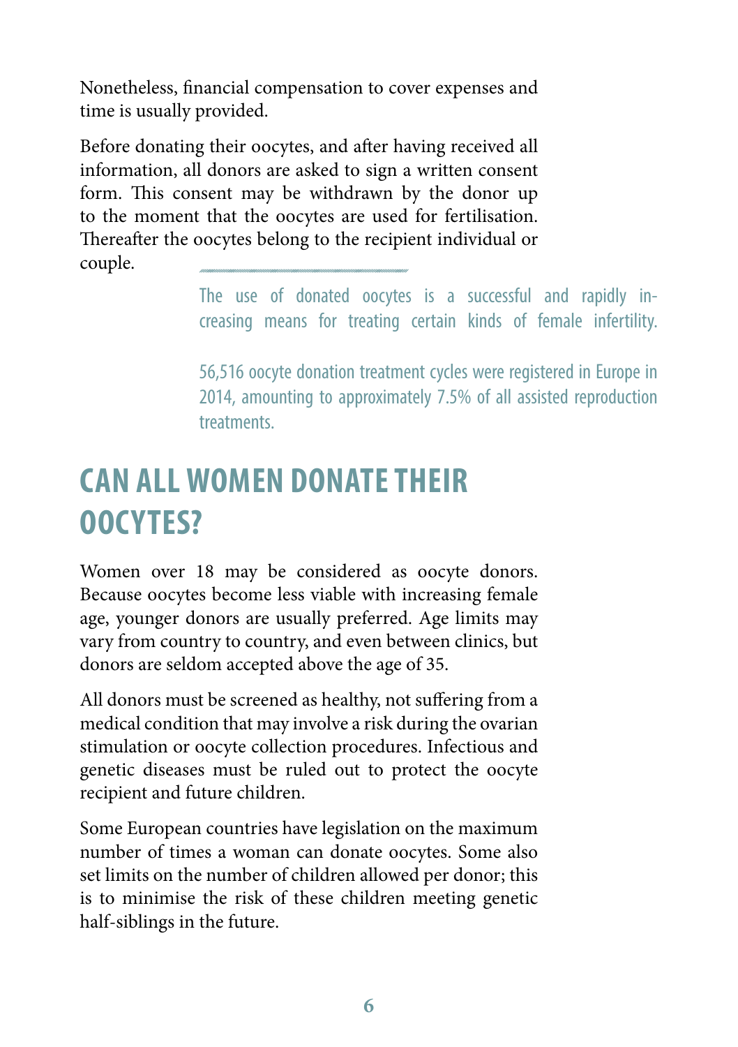Nonetheless, financial compensation to cover expenses and time is usually provided.

Before donating their oocytes, and after having received all information, all donors are asked to sign a written consent form. This consent may be withdrawn by the donor up to the moment that the oocytes are used for fertilisation. Thereafter the oocytes belong to the recipient individual or couple.

> The use of donated oocytes is a successful and rapidly increasing means for treating certain kinds of female infertility.
>
> 56,516 oocyte donation treatment cycles were registered in Europe in 2014, amounting to approximately 7.5% of all assisted reproduction treatments.

## CAN ALL WOMEN DONATE THEIR OOCYTES?

Women over 18 may be considered as oocyte donors. Because oocytes become less viable with increasing female age, younger donors are usually preferred. Age limits may vary from country to country, and even between clinics, but donors are seldom accepted above the age of 35.

All donors must be screened as healthy, not suffering from a medical condition that may involve a risk during the ovarian stimulation or oocyte collection procedures. Infectious and genetic diseases must be ruled out to protect the oocyte recipient and future children.

Some European countries have legislation on the maximum number of times a woman can donate oocytes. Some also set limits on the number of children allowed per donor; this is to minimise the risk of these children meeting genetic half-siblings in the future.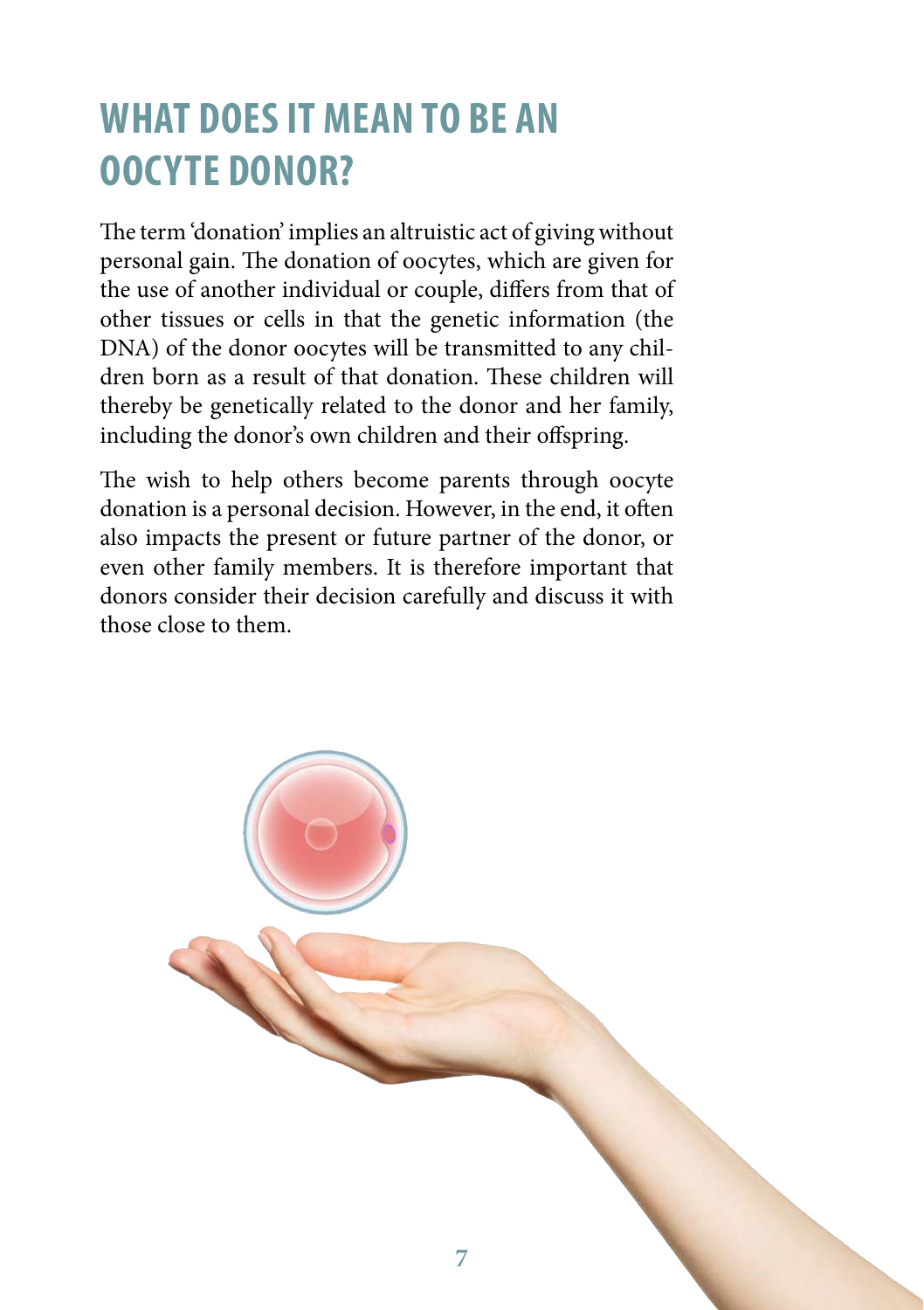# WHAT DOES IT MEAN TO BE AN OOCYTE DONOR?

The term 'donation' implies an altruistic act of giving without personal gain. The donation of oocytes, which are given for the use of another individual or couple, differs from that of other tissues or cells in that the genetic information (the DNA) of the donor oocytes will be transmitted to any children born as a result of that donation. These children will thereby be genetically related to the donor and her family, including the donor's own children and their offspring.

The wish to help others become parents through oocyte donation is a personal decision. However, in the end, it often also impacts the present or future partner of the donor, or even other family members. It is therefore important that donors consider their decision carefully and discuss it with those close to them.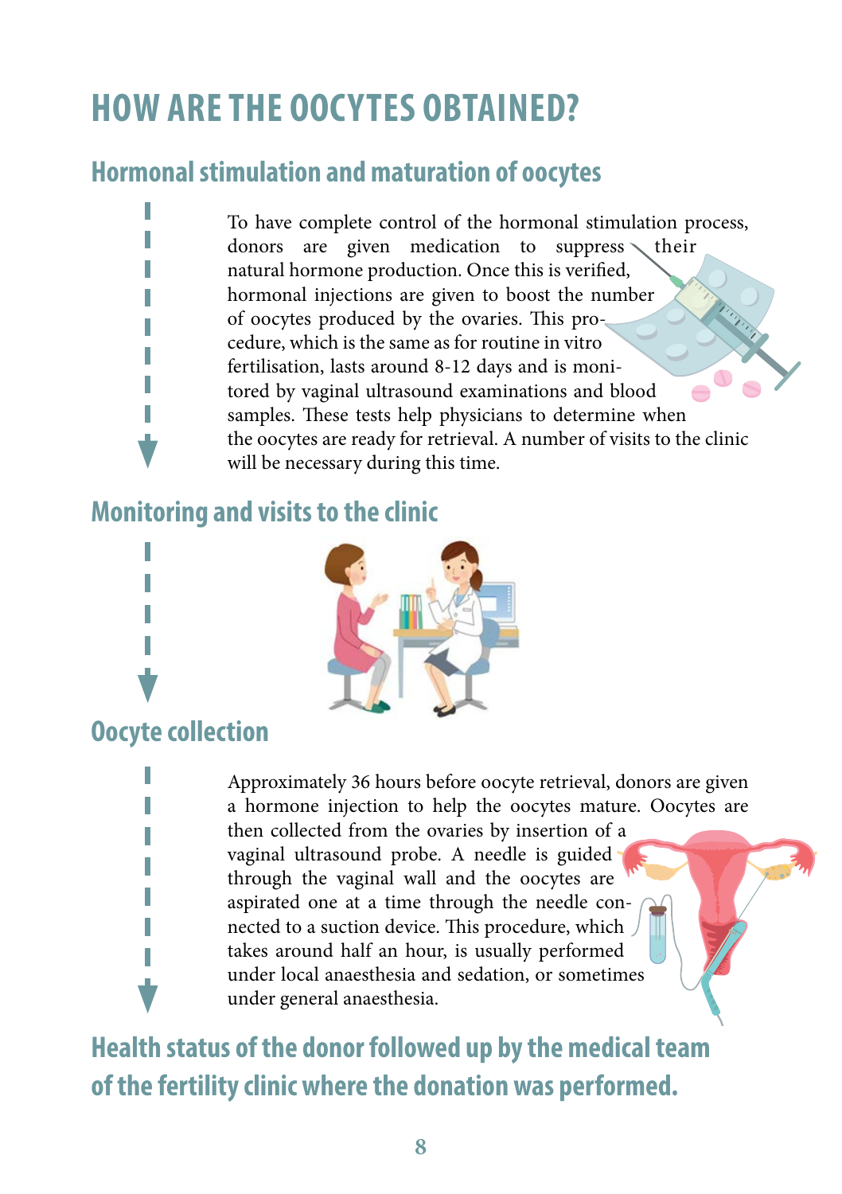# HOW ARE THE OOCYTES OBTAINED?

## Hormonal stimulation and maturation of oocytes

To have complete control of the hormonal stimulation process, donors are given medication to suppress their natural hormone production. Once this is verified, hormonal injections are given to boost the number of oocytes produced by the ovaries. This procedure, which is the same as for routine in vitro fertilisation, lasts around 8-12 days and is monitored by vaginal ultrasound examinations and blood samples. These tests help physicians to determine when the oocytes are ready for retrieval. A number of visits to the clinic will be necessary during this time.

## Monitoring and visits to the clinic

## Oocyte collection

Approximately 36 hours before oocyte retrieval, donors are given a hormone injection to help the oocytes mature. Oocytes are then collected from the ovaries by insertion of a vaginal ultrasound probe. A needle is guided through the vaginal wall and the oocytes are aspirated one at a time through the needle connected to a suction device. This procedure, which takes around half an hour, is usually performed under local anaesthesia and sedation, or sometimes under general anaesthesia.

## Health status of the donor followed up by the medical team of the fertility clinic where the donation was performed.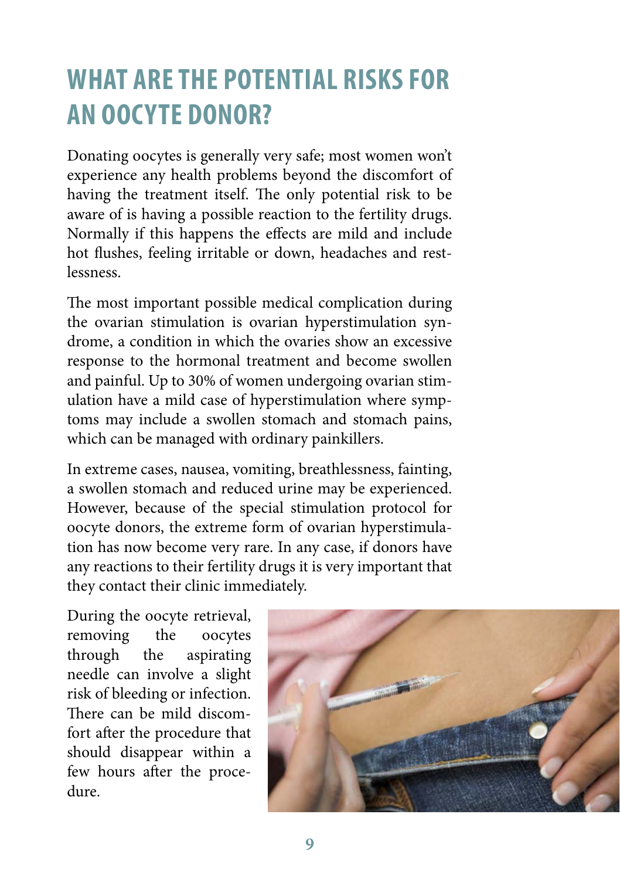# WHAT ARE THE POTENTIAL RISKS FOR AN OOCYTE DONOR?

Donating oocytes is generally very safe; most women won't experience any health problems beyond the discomfort of having the treatment itself. The only potential risk to be aware of is having a possible reaction to the fertility drugs. Normally if this happens the effects are mild and include hot flushes, feeling irritable or down, headaches and restlessness.

The most important possible medical complication during the ovarian stimulation is ovarian hyperstimulation syndrome, a condition in which the ovaries show an excessive response to the hormonal treatment and become swollen and painful. Up to 30% of women undergoing ovarian stimulation have a mild case of hyperstimulation where symptoms may include a swollen stomach and stomach pains, which can be managed with ordinary painkillers.

In extreme cases, nausea, vomiting, breathlessness, fainting, a swollen stomach and reduced urine may be experienced. However, because of the special stimulation protocol for oocyte donors, the extreme form of ovarian hyperstimulation has now become very rare. In any case, if donors have any reactions to their fertility drugs it is very important that they contact their clinic immediately.

During the oocyte retrieval, removing the oocytes through the aspirating needle can involve a slight risk of bleeding or infection. There can be mild discomfort after the procedure that should disappear within a few hours after the procedure.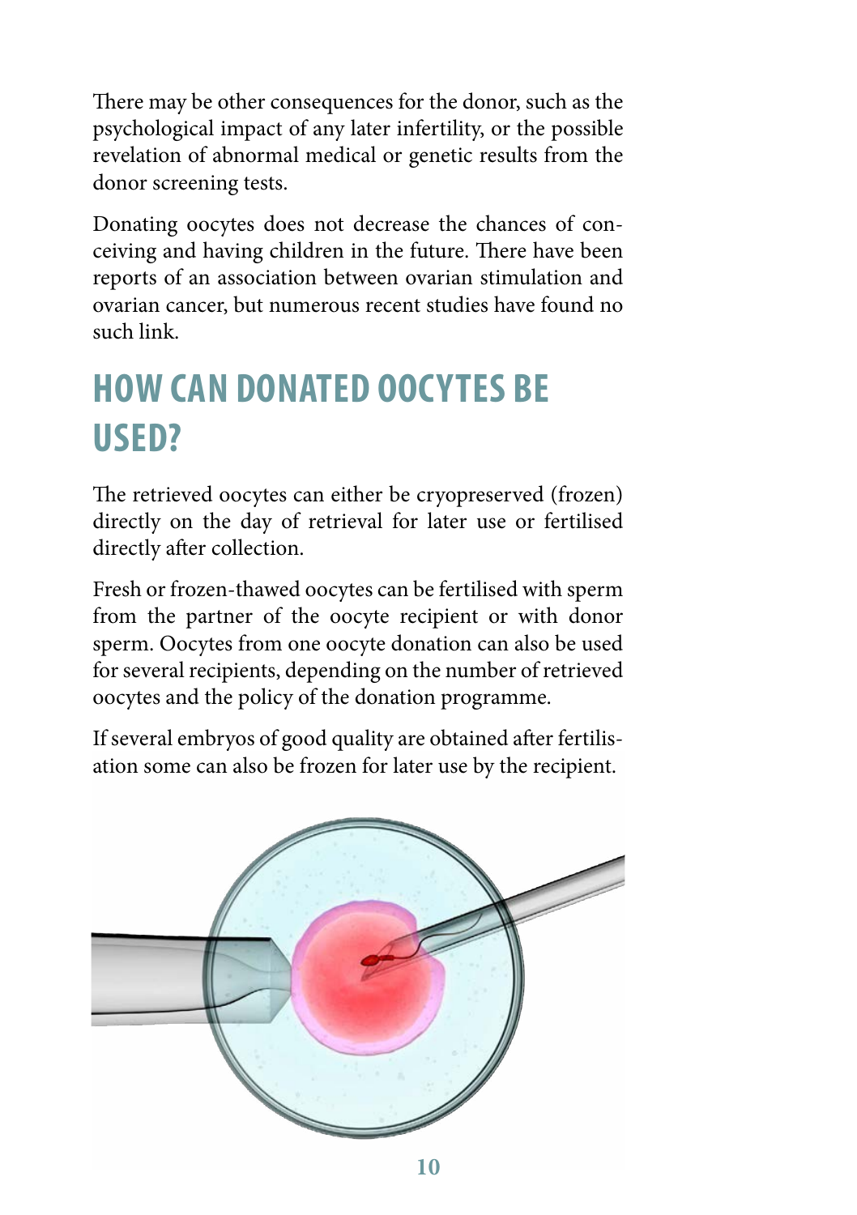There may be other consequences for the donor, such as the psychological impact of any later infertility, or the possible revelation of abnormal medical or genetic results from the donor screening tests.

Donating oocytes does not decrease the chances of conceiving and having children in the future. There have been reports of an association between ovarian stimulation and ovarian cancer, but numerous recent studies have found no such link.

## HOW CAN DONATED OOCYTES BE USED?

The retrieved oocytes can either be cryopreserved (frozen) directly on the day of retrieval for later use or fertilised directly after collection.

Fresh or frozen-thawed oocytes can be fertilised with sperm from the partner of the oocyte recipient or with donor sperm. Oocytes from one oocyte donation can also be used for several recipients, depending on the number of retrieved oocytes and the policy of the donation programme.

If several embryos of good quality are obtained after fertilisation some can also be frozen for later use by the recipient.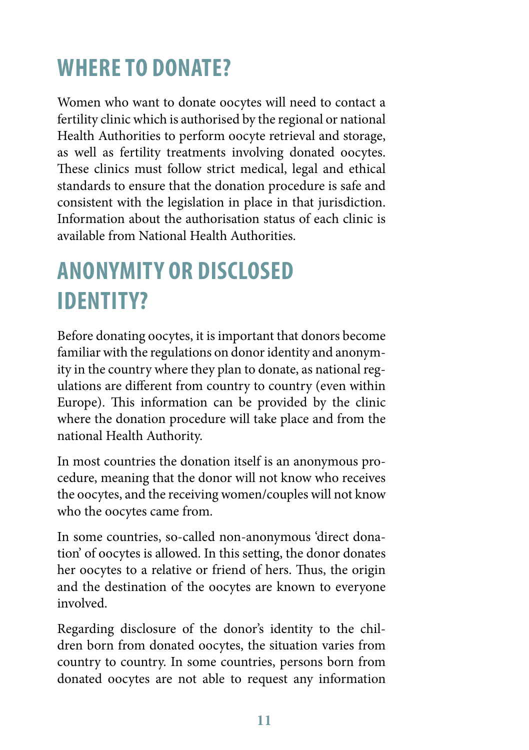## WHERE TO DONATE?

Women who want to donate oocytes will need to contact a fertility clinic which is authorised by the regional or national Health Authorities to perform oocyte retrieval and storage, as well as fertility treatments involving donated oocytes. These clinics must follow strict medical, legal and ethical standards to ensure that the donation procedure is safe and consistent with the legislation in place in that jurisdiction. Information about the authorisation status of each clinic is available from National Health Authorities.

## ANONYMITY OR DISCLOSED IDENTITY?

Before donating oocytes, it is important that donors become familiar with the regulations on donor identity and anonymity in the country where they plan to donate, as national regulations are different from country to country (even within Europe). This information can be provided by the clinic where the donation procedure will take place and from the national Health Authority.

In most countries the donation itself is an anonymous procedure, meaning that the donor will not know who receives the oocytes, and the receiving women/couples will not know who the oocytes came from.

In some countries, so-called non-anonymous 'direct donation' of oocytes is allowed. In this setting, the donor donates her oocytes to a relative or friend of hers. Thus, the origin and the destination of the oocytes are known to everyone involved.

Regarding disclosure of the donor's identity to the children born from donated oocytes, the situation varies from country to country. In some countries, persons born from donated oocytes are not able to request any information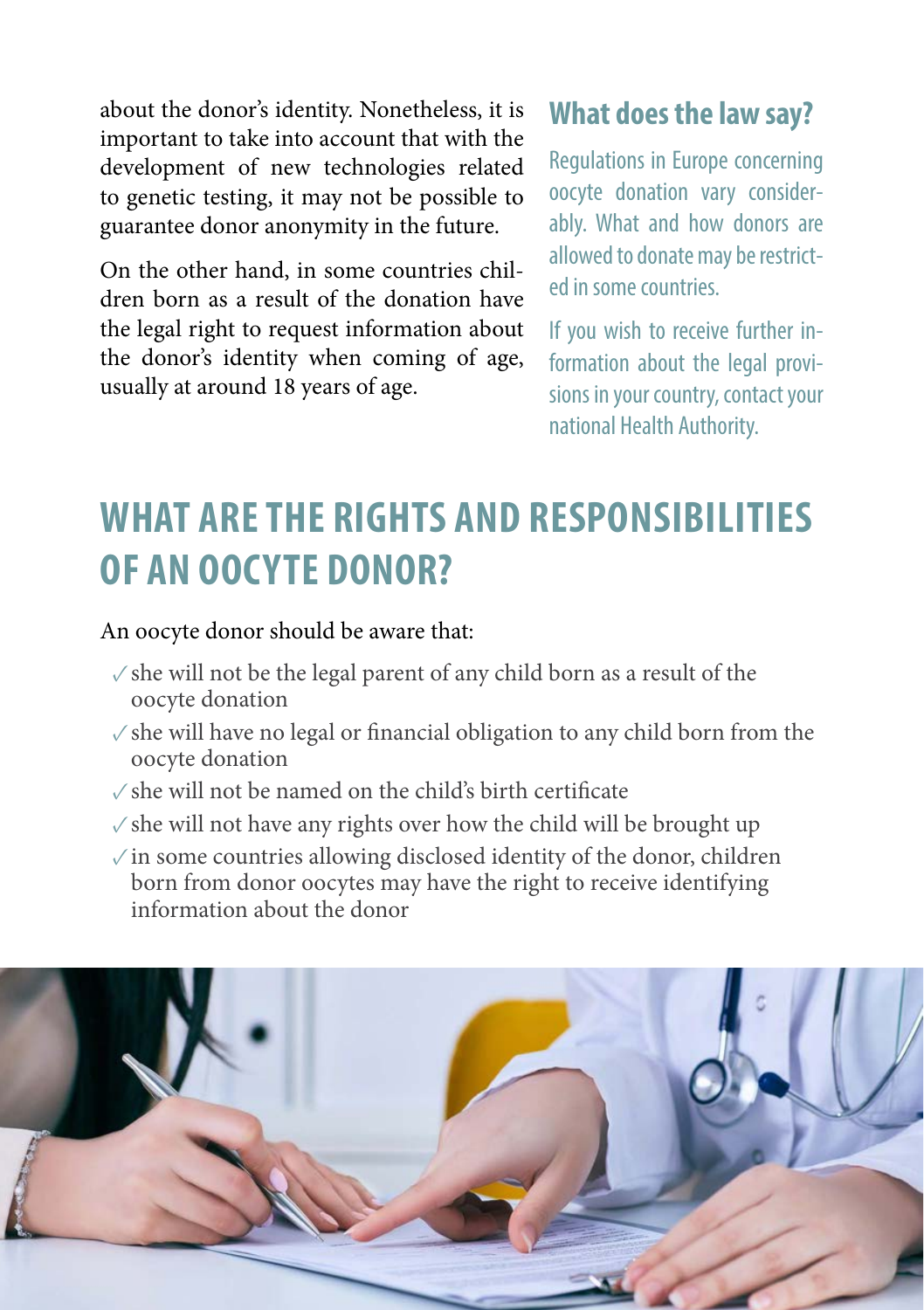about the donor's identity. Nonetheless, it is important to take into account that with the development of new technologies related to genetic testing, it may not be possible to guarantee donor anonymity in the future.

On the other hand, in some countries children born as a result of the donation have the legal right to request information about the donor's identity when coming of age, usually at around 18 years of age.

### What does the law say?

Regulations in Europe concerning oocyte donation vary considerably. What and how donors are allowed to donate may be restricted in some countries.

If you wish to receive further information about the legal provisions in your country, contact your national Health Authority.

## WHAT ARE THE RIGHTS AND RESPONSIBILITIES OF AN OOCYTE DONOR?

An oocyte donor should be aware that:

- ✓ she will not be the legal parent of any child born as a result of the oocyte donation
- ✓ she will have no legal or financial obligation to any child born from the oocyte donation
- ✓ she will not be named on the child's birth certificate
- ✓ she will not have any rights over how the child will be brought up
- ✓ in some countries allowing disclosed identity of the donor, children born from donor oocytes may have the right to receive identifying information about the donor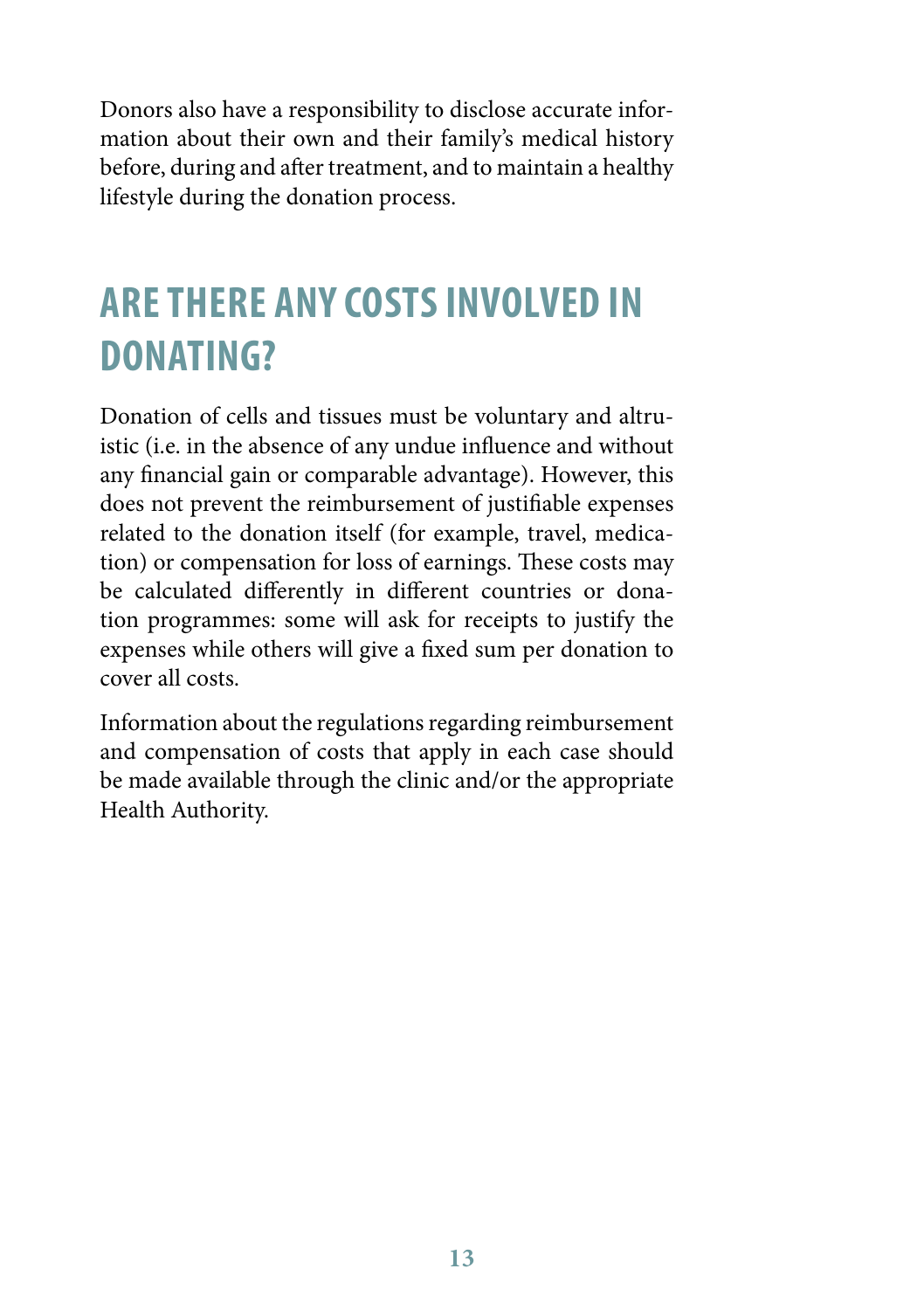Donors also have a responsibility to disclose accurate information about their own and their family's medical history before, during and after treatment, and to maintain a healthy lifestyle during the donation process.

## ARE THERE ANY COSTS INVOLVED IN DONATING?

Donation of cells and tissues must be voluntary and altruistic (i.e. in the absence of any undue influence and without any financial gain or comparable advantage). However, this does not prevent the reimbursement of justifiable expenses related to the donation itself (for example, travel, medication) or compensation for loss of earnings. These costs may be calculated differently in different countries or donation programmes: some will ask for receipts to justify the expenses while others will give a fixed sum per donation to cover all costs.

Information about the regulations regarding reimbursement and compensation of costs that apply in each case should be made available through the clinic and/or the appropriate Health Authority.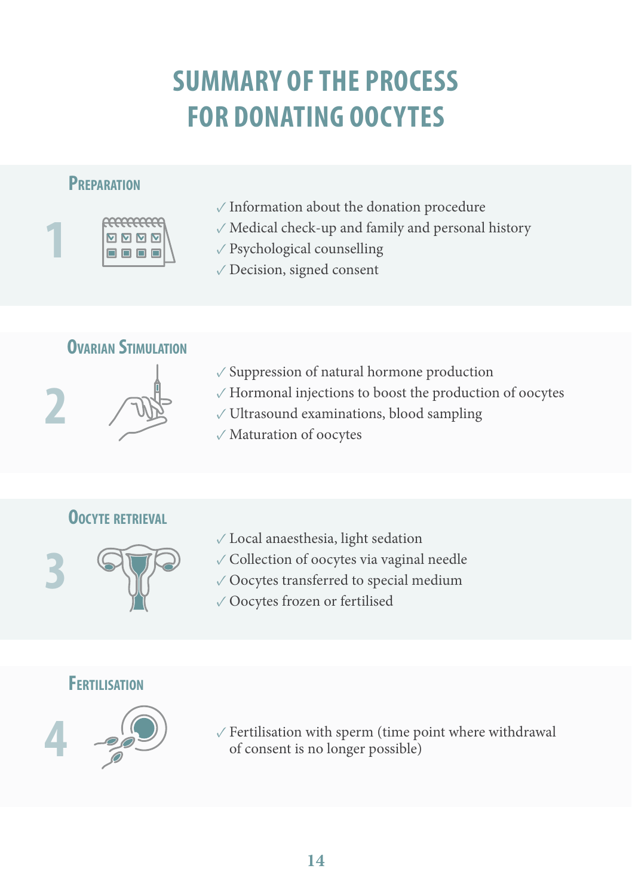# SUMMARY OF THE PROCESS FOR DONATING OOCYTES

## 1 Preparation

- ✓ Information about the donation procedure
- ✓ Medical check-up and family and personal history
- ✓ Psychological counselling
- ✓ Decision, signed consent

## 2 Ovarian Stimulation

- ✓ Suppression of natural hormone production
- ✓ Hormonal injections to boost the production of oocytes
- ✓ Ultrasound examinations, blood sampling
- ✓ Maturation of oocytes

## 3 Oocyte retrieval

- ✓ Local anaesthesia, light sedation
- ✓ Collection of oocytes via vaginal needle
- ✓ Oocytes transferred to special medium
- ✓ Oocytes frozen or fertilised

## 4 Fertilisation

- ✓ Fertilisation with sperm (time point where withdrawal of consent is no longer possible)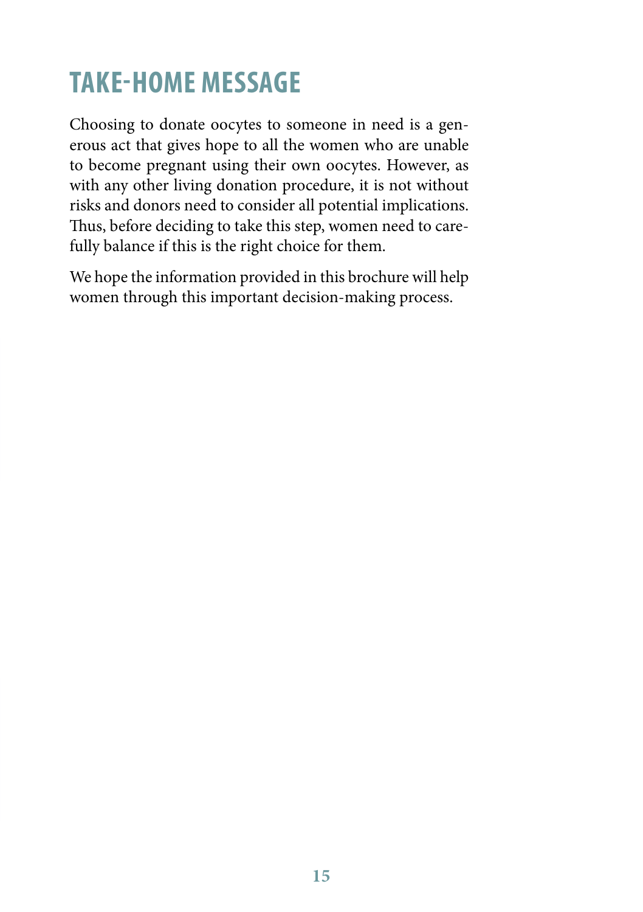# TAKE-HOME MESSAGE

Choosing to donate oocytes to someone in need is a generous act that gives hope to all the women who are unable to become pregnant using their own oocytes. However, as with any other living donation procedure, it is not without risks and donors need to consider all potential implications. Thus, before deciding to take this step, women need to carefully balance if this is the right choice for them.

We hope the information provided in this brochure will help women through this important decision-making process.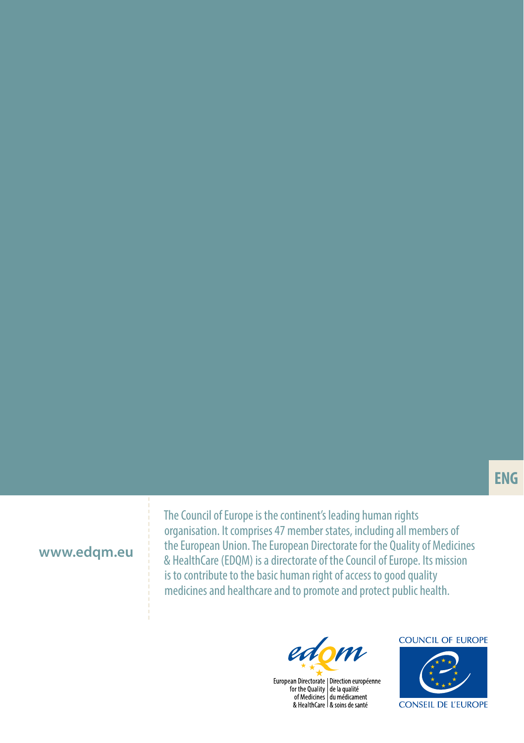ENG

www.edqm.eu

The Council of Europe is the continent's leading human rights organisation. It comprises 47 member states, including all members of the European Union. The European Directorate for the Quality of Medicines & HealthCare (EDQM) is a directorate of the Council of Europe. Its mission is to contribute to the basic human right of access to good quality medicines and healthcare and to promote and protect public health.

edqm

European Directorate for the Quality of Medicines & HealthCare | Direction européenne de la qualité du médicament & soins de santé

COUNCIL OF EUROPE

CONSEIL DE L'EUROPE